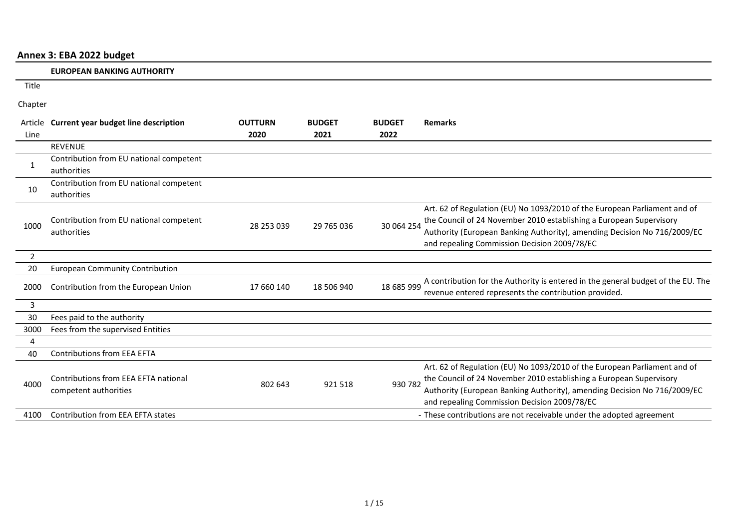## Annex 3: EBA 2022 budget

**EUROPEAN BANKING AUTHORITY**

| Title<br>Chapter<br>Article<br>Line | Current year budget line description | OUTTURN 2020 | BUDGET 2021 | BUDGET 2022 | Remarks |
|---|---|---|---|---|---|
| | REVENUE | | | | |
| 1 | Contribution from EU national competent authorities | | | | |
| 10 | Contribution from EU national competent authorities | | | | |
| 1000 | Contribution from EU national competent authorities | 28 253 039 | 29 765 036 | 30 064 254 | Art. 62 of Regulation (EU) No 1093/2010 of the European Parliament and of the Council of 24 November 2010 establishing a European Supervisory Authority (European Banking Authority), amending Decision No 716/2009/EC and repealing Commission Decision 2009/78/EC |
| 2 | | | | | |
| 20 | European Community Contribution | | | | |
| 2000 | Contribution from the European Union | 17 660 140 | 18 506 940 | 18 685 999 | A contribution for the Authority is entered in the general budget of the EU. The revenue entered represents the contribution provided. |
| 3 | | | | | |
| 30 | Fees paid to the authority | | | | |
| 3000 | Fees from the supervised Entities | | | | |
| 4 | | | | | |
| 40 | Contributions from EEA EFTA | | | | |
| 4000 | Contributions from EEA EFTA national competent authorities | 802 643 | 921 518 | 930 782 | Art. 62 of Regulation (EU) No 1093/2010 of the European Parliament and of the Council of 24 November 2010 establishing a European Supervisory Authority (European Banking Authority), amending Decision No 716/2009/EC and repealing Commission Decision 2009/78/EC |
| 4100 | Contribution from EEA EFTA states | | | - | These contributions are not receivable under the adopted agreement |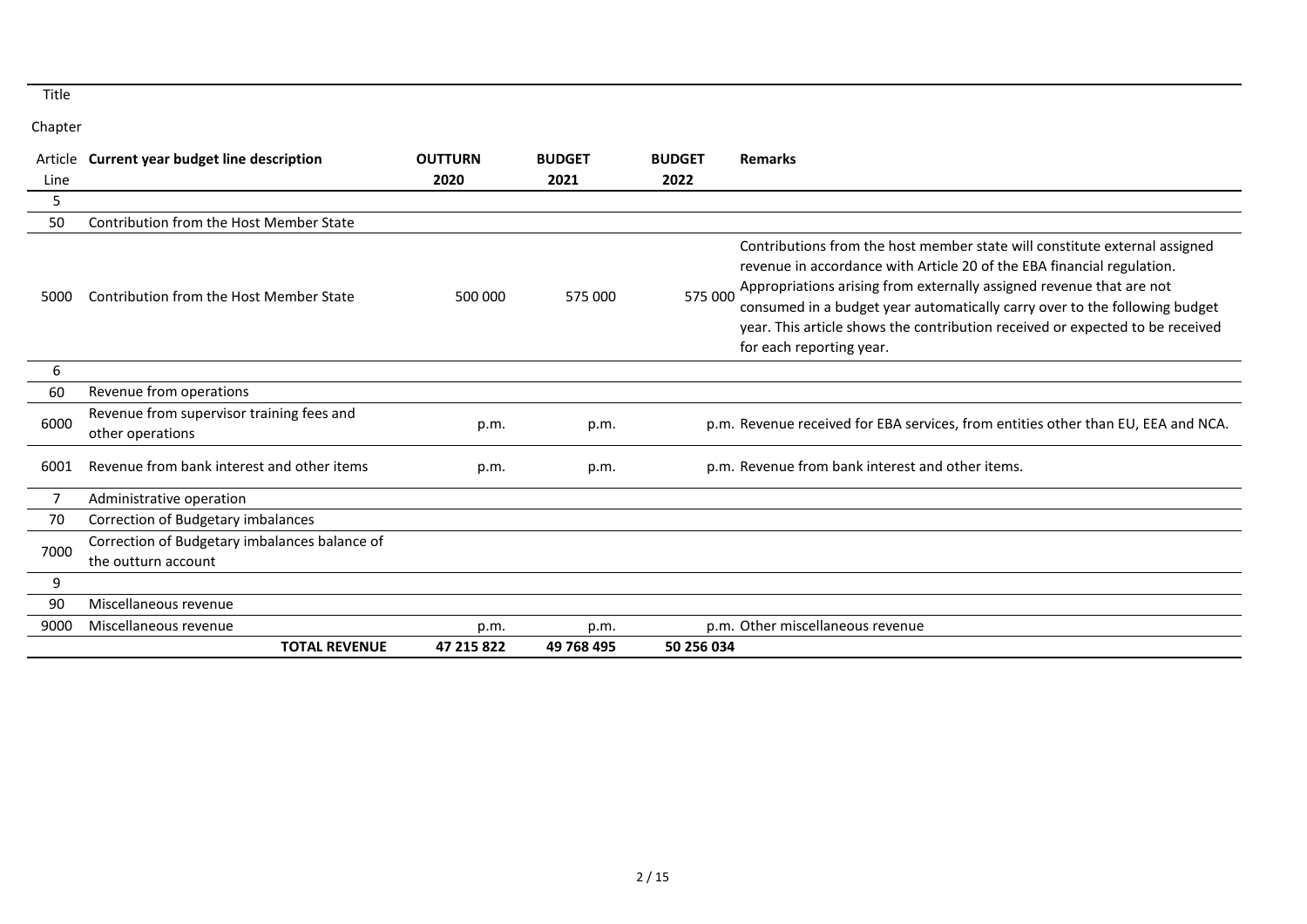| Title | | | | | |
|---|---|---|---|---|---|
| Chapter | | | | | |
| Article Line | **Current year budget line description** | **OUTTURN 2020** | **BUDGET 2021** | **BUDGET 2022** | **Remarks** |
| 5 | | | | | |
| 50 | Contribution from the Host Member State | | | | |
| 5000 | Contribution from the Host Member State | 500 000 | 575 000 | 575 000 | Contributions from the host member state will constitute external assigned revenue in accordance with Article 20 of the EBA financial regulation. Appropriations arising from externally assigned revenue that are not consumed in a budget year automatically carry over to the following budget year. This article shows the contribution received or expected to be received for each reporting year. |
| 6 | | | | | |
| 60 | Revenue from operations | | | | |
| 6000 | Revenue from supervisor training fees and other operations | p.m. | p.m. | p.m. | Revenue received for EBA services, from entities other than EU, EEA and NCA. |
| 6001 | Revenue from bank interest and other items | p.m. | p.m. | p.m. | Revenue from bank interest and other items. |
| 7 | Administrative operation | | | | |
| 70 | Correction of Budgetary imbalances | | | | |
| 7000 | Correction of Budgetary imbalances balance of the outturn account | | | | |
| 9 | | | | | |
| 90 | Miscellaneous revenue | | | | |
| 9000 | Miscellaneous revenue | p.m. | p.m. | p.m. | Other miscellaneous revenue |
| | **TOTAL REVENUE** | **47 215 822** | **49 768 495** | **50 256 034** | |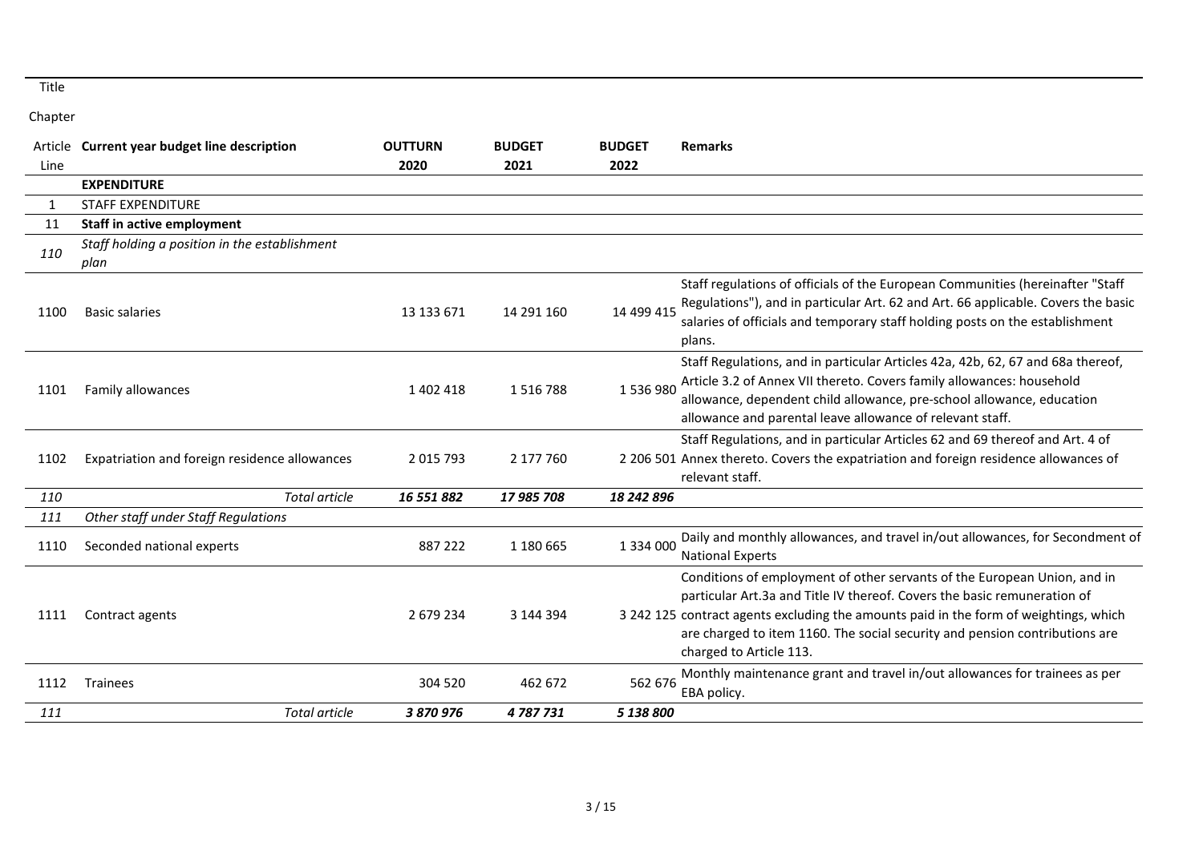Title

Chapter

| Article<br>Line | Current year budget line description | OUTTURN<br>2020 | BUDGET<br>2021 | BUDGET<br>2022 | Remarks |
|---|---|---|---|---|---|
| | **EXPENDITURE** | | | | |
| 1 | STAFF EXPENDITURE | | | | |
| 11 | **Staff in active employment** | | | | |
| *110* | *Staff holding a position in the establishment plan* | | | | |
| 1100 | Basic salaries | 13 133 671 | 14 291 160 | 14 499 415 | Staff regulations of officials of the European Communities (hereinafter "Staff Regulations"), and in particular Art. 62 and Art. 66 applicable. Covers the basic salaries of officials and temporary staff holding posts on the establishment plans. |
| 1101 | Family allowances | 1 402 418 | 1 516 788 | 1 536 980 | Staff Regulations, and in particular Articles 42a, 42b, 62, 67 and 68a thereof, Article 3.2 of Annex VII thereto. Covers family allowances: household allowance, dependent child allowance, pre-school allowance, education allowance and parental leave allowance of relevant staff. |
| 1102 | Expatriation and foreign residence allowances | 2 015 793 | 2 177 760 | 2 206 501 | Staff Regulations, and in particular Articles 62 and 69 thereof and Art. 4 of Annex thereto. Covers the expatriation and foreign residence allowances of relevant staff. |
| *110* | *Total article* | ***16 551 882*** | ***17 985 708*** | ***18 242 896*** | |
| *111* | *Other staff under Staff Regulations* | | | | |
| 1110 | Seconded national experts | 887 222 | 1 180 665 | 1 334 000 | Daily and monthly allowances, and travel in/out allowances, for Secondment of National Experts |
| 1111 | Contract agents | 2 679 234 | 3 144 394 | 3 242 125 | Conditions of employment of other servants of the European Union, and in particular Art.3a and Title IV thereof. Covers the basic remuneration of contract agents excluding the amounts paid in the form of weightings, which are charged to item 1160. The social security and pension contributions are charged to Article 113. |
| 1112 | Trainees | 304 520 | 462 672 | 562 676 | Monthly maintenance grant and travel in/out allowances for trainees as per EBA policy. |
| *111* | *Total article* | ***3 870 976*** | ***4 787 731*** | ***5 138 800*** | |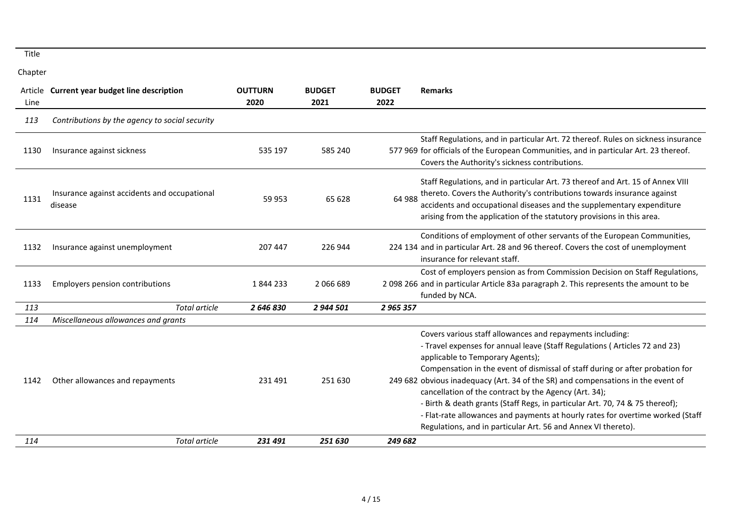Title

Chapter

| Article Line | Current year budget line description | OUTTURN 2020 | BUDGET 2021 | BUDGET 2022 | Remarks |
|---|---|---|---|---|---|
| *113* | *Contributions by the agency to social security* | | | | |
| 1130 | Insurance against sickness | 535 197 | 585 240 | 577 969 | Staff Regulations, and in particular Art. 72 thereof. Rules on sickness insurance for officials of the European Communities, and in particular Art. 23 thereof. Covers the Authority's sickness contributions. |
| 1131 | Insurance against accidents and occupational disease | 59 953 | 65 628 | 64 988 | Staff Regulations, and in particular Art. 73 thereof and Art. 15 of Annex VIII thereto. Covers the Authority's contributions towards insurance against accidents and occupational diseases and the supplementary expenditure arising from the application of the statutory provisions in this area. |
| 1132 | Insurance against unemployment | 207 447 | 226 944 | 224 134 | Conditions of employment of other servants of the European Communities, and in particular Art. 28 and 96 thereof. Covers the cost of unemployment insurance for relevant staff. |
| 1133 | Employers pension contributions | 1 844 233 | 2 066 689 | 2 098 266 | Cost of employers pension as from Commission Decision on Staff Regulations, and in particular Article 83a paragraph 2. This represents the amount to be funded by NCA. |
| *113* | *Total article* | ***2 646 830*** | ***2 944 501*** | ***2 965 357*** | |
| *114* | *Miscellaneous allowances and grants* | | | | |
| 1142 | Other allowances and repayments | 231 491 | 251 630 | 249 682 | Covers various staff allowances and repayments including:<br>- Travel expenses for annual leave (Staff Regulations ( Articles 72 and 23) applicable to Temporary Agents);<br>Compensation in the event of dismissal of staff during or after probation for obvious inadequacy (Art. 34 of the SR) and compensations in the event of cancellation of the contract by the Agency (Art. 34);<br>- Birth & death grants (Staff Regs, in particular Art. 70, 74 & 75 thereof);<br>- Flat-rate allowances and payments at hourly rates for overtime worked (Staff Regulations, and in particular Art. 56 and Annex VI thereto). |
| *114* | *Total article* | ***231 491*** | ***251 630*** | ***249 682*** | |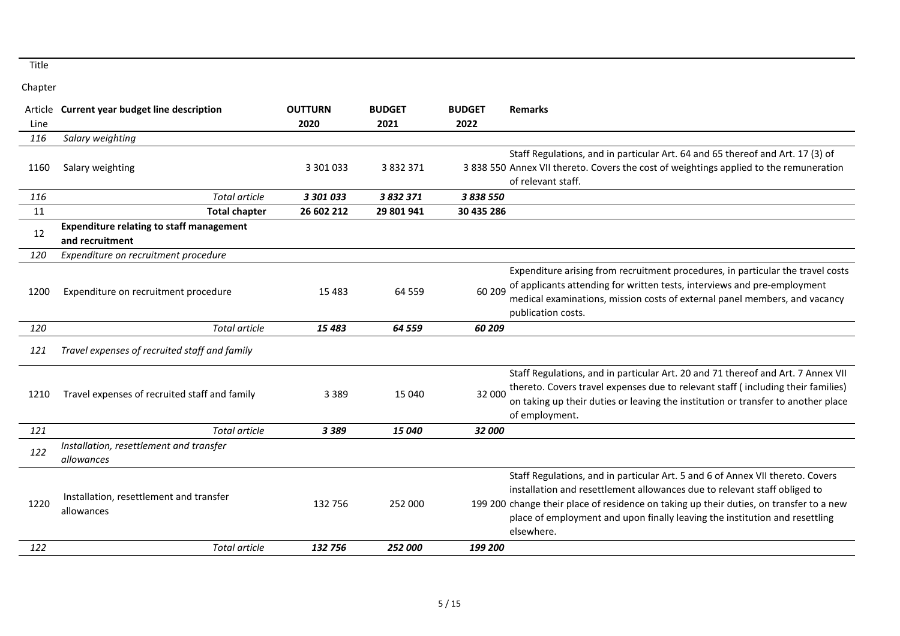Title

Chapter

| Article<br>Line | Current year budget line description | OUTTURN<br>2020 | BUDGET<br>2021 | BUDGET<br>2022 | Remarks |
|---|---|---|---|---|---|
| *116* | *Salary weighting* | | | | |
| 1160 | Salary weighting | 3 301 033 | 3 832 371 | 3 838 550 | Staff Regulations, and in particular Art. 64 and 65 thereof and Art. 17 (3) of Annex VII thereto. Covers the cost of weightings applied to the remuneration of relevant staff. |
| *116* | *Total article* | ***3 301 033*** | ***3 832 371*** | ***3 838 550*** | |
| 11 | **Total chapter** | **26 602 212** | **29 801 941** | **30 435 286** | |
| 12 | **Expenditure relating to staff management and recruitment** | | | | |
| *120* | *Expenditure on recruitment procedure* | | | | |
| 1200 | Expenditure on recruitment procedure | 15 483 | 64 559 | 60 209 | Expenditure arising from recruitment procedures, in particular the travel costs of applicants attending for written tests, interviews and pre-employment medical examinations, mission costs of external panel members, and vacancy publication costs. |
| *120* | *Total article* | ***15 483*** | ***64 559*** | ***60 209*** | |
| *121* | *Travel expenses of recruited staff and family* | | | | |
| 1210 | Travel expenses of recruited staff and family | 3 389 | 15 040 | 32 000 | Staff Regulations, and in particular Art. 20 and 71 thereof and Art. 7 Annex VII thereto. Covers travel expenses due to relevant staff ( including their families) on taking up their duties or leaving the institution or transfer to another place of employment. |
| *121* | *Total article* | ***3 389*** | ***15 040*** | ***32 000*** | |
| *122* | *Installation, resettlement and transfer allowances* | | | | |
| 1220 | Installation, resettlement and transfer allowances | 132 756 | 252 000 | 199 200 | Staff Regulations, and in particular Art. 5 and 6 of Annex VII thereto. Covers installation and resettlement allowances due to relevant staff obliged to change their place of residence on taking up their duties, on transfer to a new place of employment and upon finally leaving the institution and resettling elsewhere. |
| *122* | *Total article* | ***132 756*** | ***252 000*** | ***199 200*** | |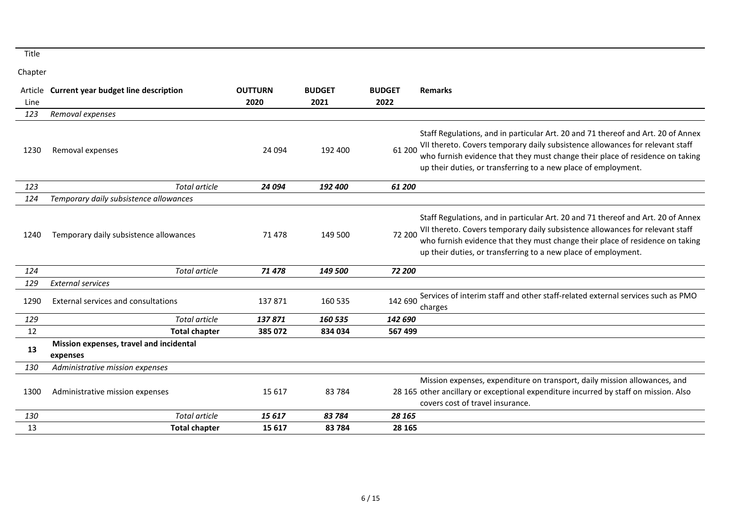Title

Chapter

| Article<br>Line | Current year budget line description | OUTTURN<br>2020 | BUDGET<br>2021 | BUDGET<br>2022 | Remarks |
|---|---|---|---|---|---|
| *123* | *Removal expenses* | | | | |
| 1230 | Removal expenses | 24 094 | 192 400 | 61 200 | Staff Regulations, and in particular Art. 20 and 71 thereof and Art. 20 of Annex VII thereto. Covers temporary daily subsistence allowances for relevant staff who furnish evidence that they must change their place of residence on taking up their duties, or transferring to a new place of employment. |
| *123* | *Total article* | ***24 094*** | ***192 400*** | ***61 200*** | |
| *124* | *Temporary daily subsistence allowances* | | | | |
| 1240 | Temporary daily subsistence allowances | 71 478 | 149 500 | 72 200 | Staff Regulations, and in particular Art. 20 and 71 thereof and Art. 20 of Annex VII thereto. Covers temporary daily subsistence allowances for relevant staff who furnish evidence that they must change their place of residence on taking up their duties, or transferring to a new place of employment. |
| *124* | *Total article* | ***71 478*** | ***149 500*** | ***72 200*** | |
| *129* | *External services* | | | | |
| 1290 | External services and consultations | 137 871 | 160 535 | 142 690 | Services of interim staff and other staff-related external services such as PMO charges |
| *129* | *Total article* | ***137 871*** | ***160 535*** | ***142 690*** | |
| 12 | **Total chapter** | **385 072** | **834 034** | **567 499** | |
| **13** | **Mission expenses, travel and incidental expenses** | | | | |
| *130* | *Administrative mission expenses* | | | | |
| 1300 | Administrative mission expenses | 15 617 | 83 784 | 28 165 | Mission expenses, expenditure on transport, daily mission allowances, and other ancillary or exceptional expenditure incurred by staff on mission. Also covers cost of travel insurance. |
| *130* | *Total article* | ***15 617*** | ***83 784*** | ***28 165*** | |
| 13 | **Total chapter** | **15 617** | **83 784** | **28 165** | |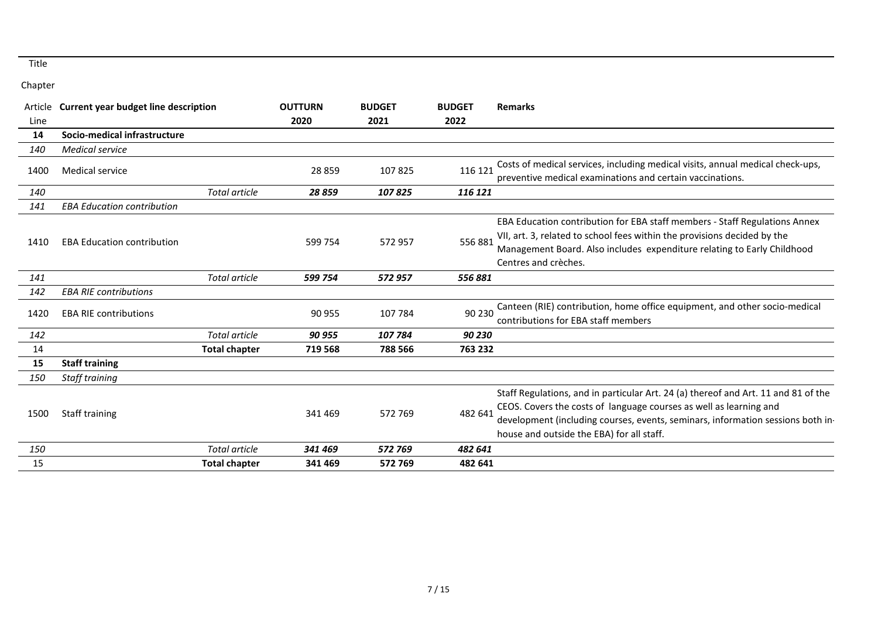Title

Chapter

| Article<br>Line | Current year budget line description | | OUTTURN<br>2020 | BUDGET<br>2021 | BUDGET<br>2022 | Remarks |
|---|---|---|---|---|---|---|
| **14** | **Socio-medical infrastructure** | | | | | |
| *140* | *Medical service* | | | | | |
| 1400 | Medical service | | 28 859 | 107 825 | 116 121 | Costs of medical services, including medical visits, annual medical check-ups, preventive medical examinations and certain vaccinations. |
| *140* | | *Total article* | ***28 859*** | ***107 825*** | ***116 121*** | |
| *141* | *EBA Education contribution* | | | | | |
| 1410 | EBA Education contribution | | 599 754 | 572 957 | 556 881 | EBA Education contribution for EBA staff members - Staff Regulations Annex VII, art. 3, related to school fees within the provisions decided by the Management Board. Also includes expenditure relating to Early Childhood Centres and crèches. |
| *141* | | *Total article* | ***599 754*** | ***572 957*** | ***556 881*** | |
| *142* | *EBA RIE contributions* | | | | | |
| 1420 | EBA RIE contributions | | 90 955 | 107 784 | 90 230 | Canteen (RIE) contribution, home office equipment, and other socio-medical contributions for EBA staff members |
| *142* | | *Total article* | ***90 955*** | ***107 784*** | ***90 230*** | |
| 14 | | **Total chapter** | **719 568** | **788 566** | **763 232** | |
| **15** | **Staff training** | | | | | |
| *150* | *Staff training* | | | | | |
| 1500 | Staff training | | 341 469 | 572 769 | 482 641 | Staff Regulations, and in particular Art. 24 (a) thereof and Art. 11 and 81 of the CEOS. Covers the costs of language courses as well as learning and development (including courses, events, seminars, information sessions both in-house and outside the EBA) for all staff. |
| *150* | | *Total article* | ***341 469*** | ***572 769*** | ***482 641*** | |
| 15 | | **Total chapter** | **341 469** | **572 769** | **482 641** | |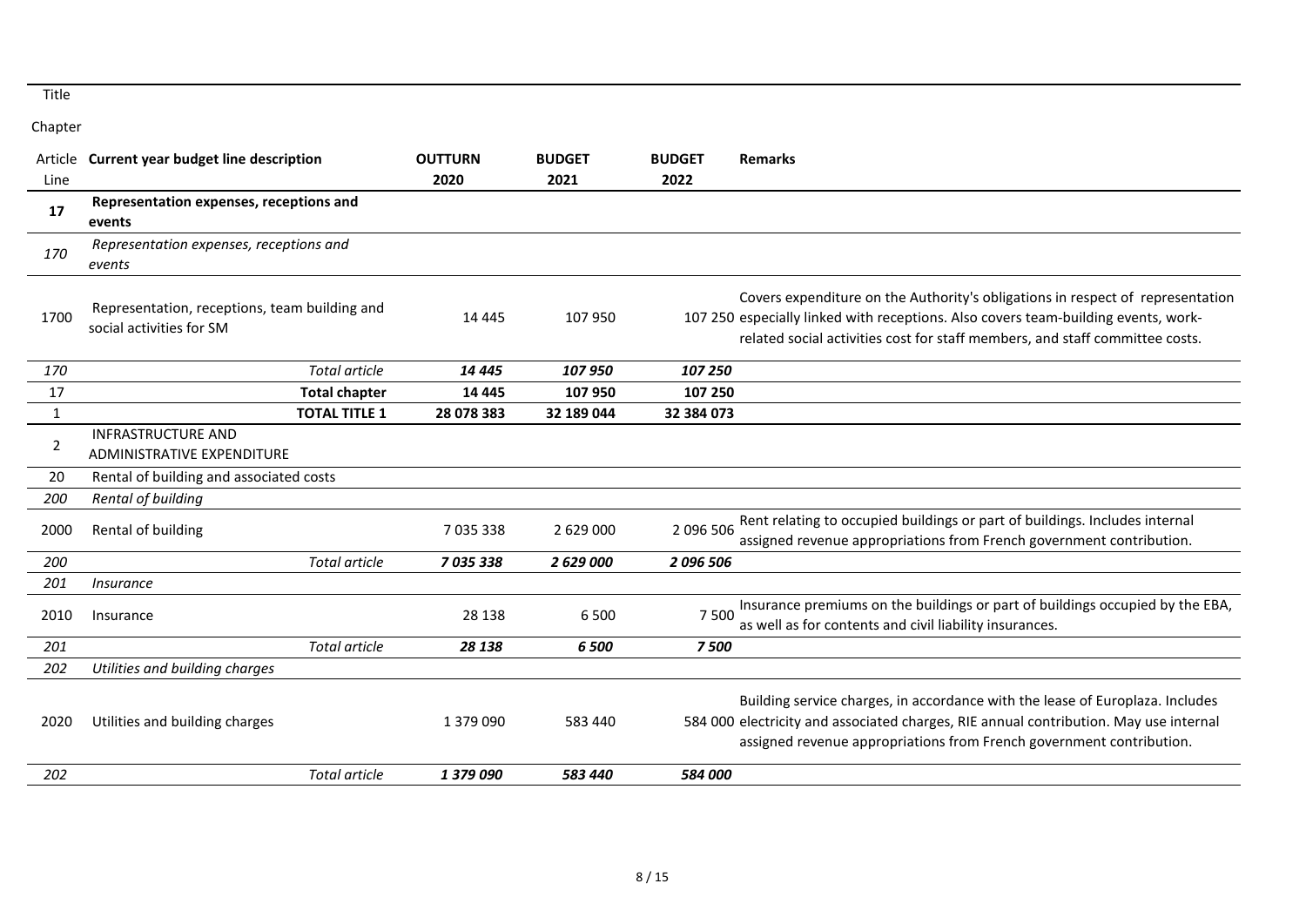Title

Chapter

| Article<br>Line | Current year budget line description | OUTTURN<br>2020 | BUDGET<br>2021 | BUDGET<br>2022 | Remarks |
|---|---|---|---|---|---|
| **17** | **Representation expenses, receptions and events** | | | | |
| *170* | *Representation expenses, receptions and events* | | | | |
| 1700 | Representation, receptions, team building and social activities for SM | 14 445 | 107 950 | 107 250 | Covers expenditure on the Authority's obligations in respect of representation especially linked with receptions. Also covers team-building events, work-related social activities cost for staff members, and staff committee costs. |
| *170* | *Total article* | ***14 445*** | ***107 950*** | ***107 250*** | |
| 17 | **Total chapter** | **14 445** | **107 950** | **107 250** | |
| 1 | **TOTAL TITLE 1** | **28 078 383** | **32 189 044** | **32 384 073** | |
| 2 | INFRASTRUCTURE AND ADMINISTRATIVE EXPENDITURE | | | | |
| 20 | Rental of building and associated costs | | | | |
| *200* | *Rental of building* | | | | |
| 2000 | Rental of building | 7 035 338 | 2 629 000 | 2 096 506 | Rent relating to occupied buildings or part of buildings. Includes internal assigned revenue appropriations from French government contribution. |
| *200* | *Total article* | ***7 035 338*** | ***2 629 000*** | ***2 096 506*** | |
| *201* | *Insurance* | | | | |
| 2010 | Insurance | 28 138 | 6 500 | 7 500 | Insurance premiums on the buildings or part of buildings occupied by the EBA, as well as for contents and civil liability insurances. |
| *201* | *Total article* | ***28 138*** | ***6 500*** | ***7 500*** | |
| *202* | *Utilities and building charges* | | | | |
| 2020 | Utilities and building charges | 1 379 090 | 583 440 | 584 000 | Building service charges, in accordance with the lease of Europlaza. Includes electricity and associated charges, RIE annual contribution. May use internal assigned revenue appropriations from French government contribution. |
| *202* | *Total article* | ***1 379 090*** | ***583 440*** | ***584 000*** | |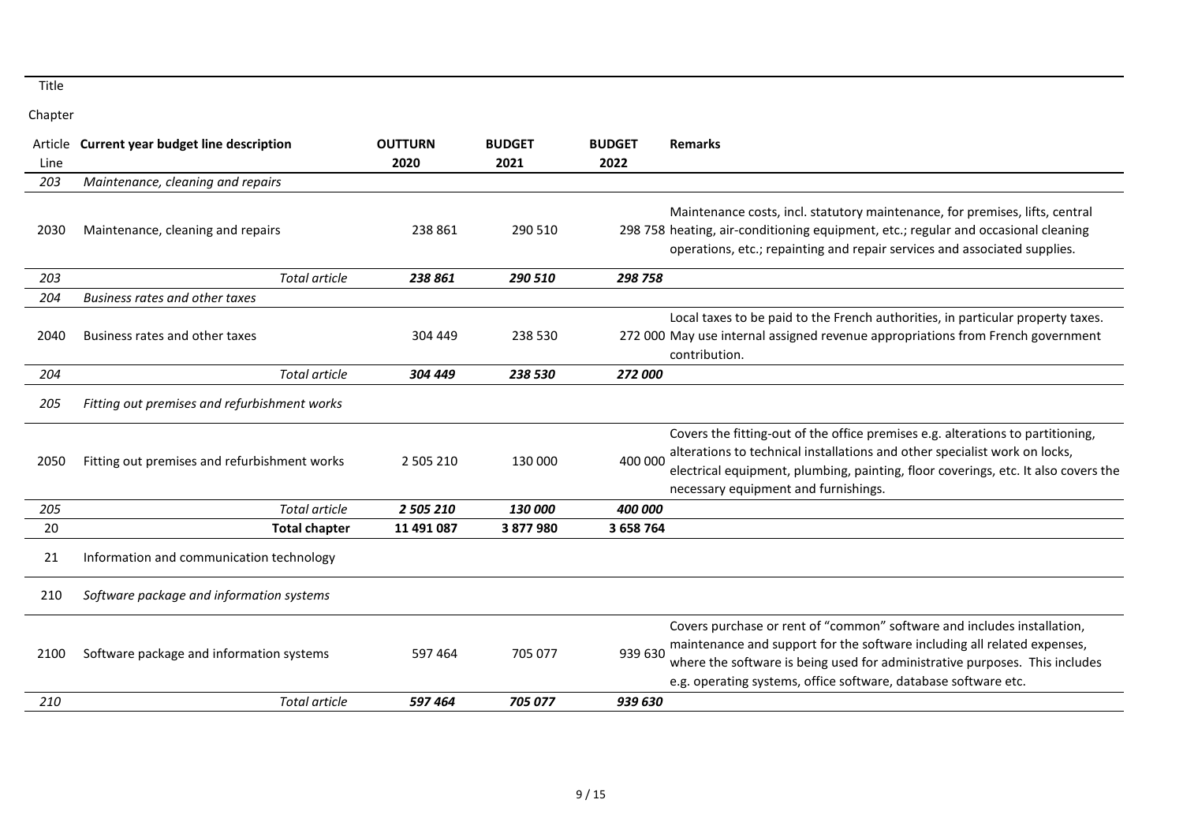Title

Chapter

| Article Line | Current year budget line description | OUTTURN 2020 | BUDGET 2021 | BUDGET 2022 | Remarks |
|---|---|---|---|---|---|
| *203* | *Maintenance, cleaning and repairs* | | | | |
| 2030 | Maintenance, cleaning and repairs | 238 861 | 290 510 | 298 758 | Maintenance costs, incl. statutory maintenance, for premises, lifts, central heating, air-conditioning equipment, etc.; regular and occasional cleaning operations, etc.; repainting and repair services and associated supplies. |
| *203* | *Total article* | ***238 861*** | ***290 510*** | ***298 758*** | |
| *204* | *Business rates and other taxes* | | | | |
| 2040 | Business rates and other taxes | 304 449 | 238 530 | 272 000 | Local taxes to be paid to the French authorities, in particular property taxes. May use internal assigned revenue appropriations from French government contribution. |
| *204* | *Total article* | ***304 449*** | ***238 530*** | ***272 000*** | |
| *205* | *Fitting out premises and refurbishment works* | | | | |
| 2050 | Fitting out premises and refurbishment works | 2 505 210 | 130 000 | 400 000 | Covers the fitting-out of the office premises e.g. alterations to partitioning, alterations to technical installations and other specialist work on locks, electrical equipment, plumbing, painting, floor coverings, etc. It also covers the necessary equipment and furnishings. |
| *205* | *Total article* | ***2 505 210*** | ***130 000*** | ***400 000*** | |
| 20 | **Total chapter** | **11 491 087** | **3 877 980** | **3 658 764** | |
| 21 | Information and communication technology | | | | |
| 210 | *Software package and information systems* | | | | |
| 2100 | Software package and information systems | 597 464 | 705 077 | 939 630 | Covers purchase or rent of "common" software and includes installation, maintenance and support for the software including all related expenses, where the software is being used for administrative purposes. This includes e.g. operating systems, office software, database software etc. |
| *210* | *Total article* | ***597 464*** | ***705 077*** | ***939 630*** | |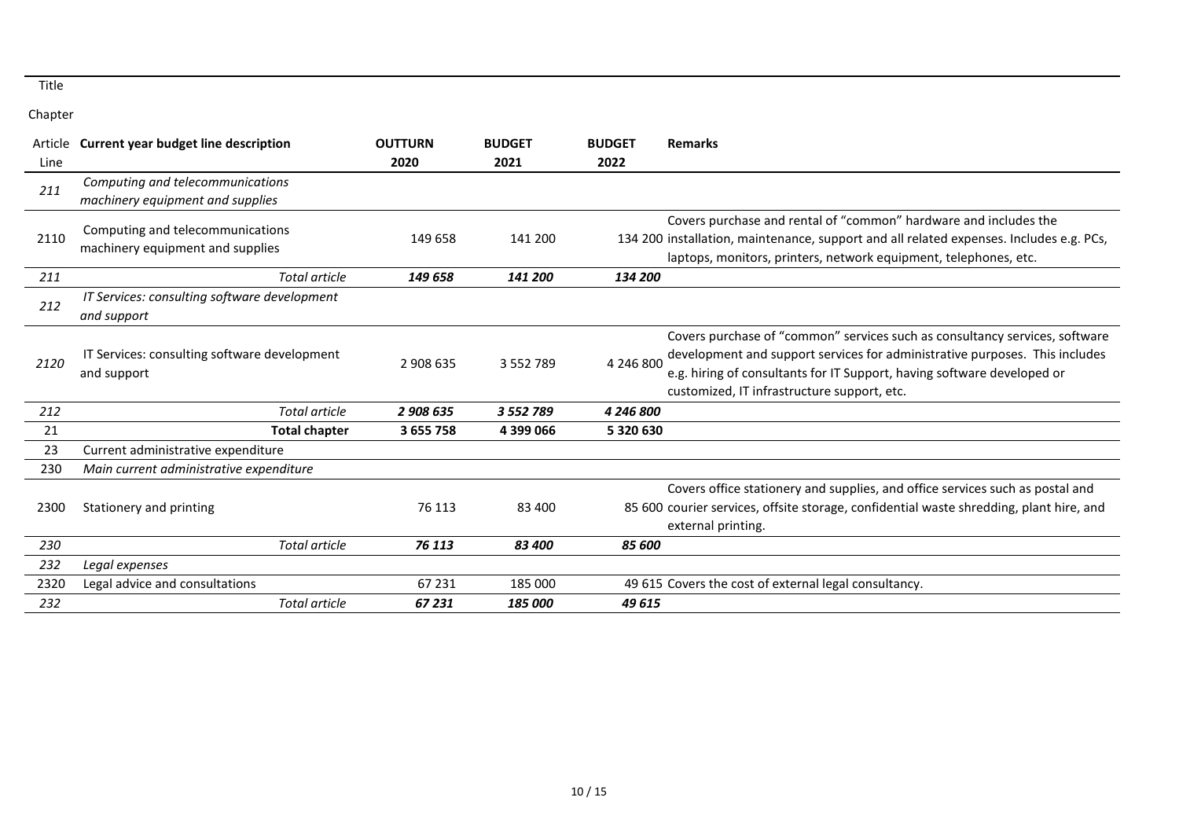Title

Chapter

| Article<br>Line | Current year budget line description | OUTTURN<br>2020 | BUDGET<br>2021 | BUDGET<br>2022 | Remarks |
|---|---|---|---|---|---|
| *211* | *Computing and telecommunications machinery equipment and supplies* | | | | |
| 2110 | Computing and telecommunications machinery equipment and supplies | 149 658 | 141 200 | 134 200 | Covers purchase and rental of “common” hardware and includes the installation, maintenance, support and all related expenses. Includes e.g. PCs, laptops, monitors, printers, network equipment, telephones, etc. |
| *211* | *Total article* | ***149 658*** | ***141 200*** | ***134 200*** | |
| *212* | *IT Services: consulting software development and support* | | | | |
| *2120* | IT Services: consulting software development and support | 2 908 635 | 3 552 789 | 4 246 800 | Covers purchase of “common” services such as consultancy services, software development and support services for administrative purposes. This includes e.g. hiring of consultants for IT Support, having software developed or customized, IT infrastructure support, etc. |
| *212* | *Total article* | ***2 908 635*** | ***3 552 789*** | ***4 246 800*** | |
| 21 | **Total chapter** | **3 655 758** | **4 399 066** | **5 320 630** | |
| 23 | Current administrative expenditure | | | | |
| 230 | *Main current administrative expenditure* | | | | |
| 2300 | Stationery and printing | 76 113 | 83 400 | 85 600 | Covers office stationery and supplies, and office services such as postal and courier services, offsite storage, confidential waste shredding, plant hire, and external printing. |
| *230* | *Total article* | ***76 113*** | ***83 400*** | ***85 600*** | |
| *232* | *Legal expenses* | | | | |
| 2320 | Legal advice and consultations | 67 231 | 185 000 | 49 615 | Covers the cost of external legal consultancy. |
| *232* | *Total article* | ***67 231*** | ***185 000*** | ***49 615*** | |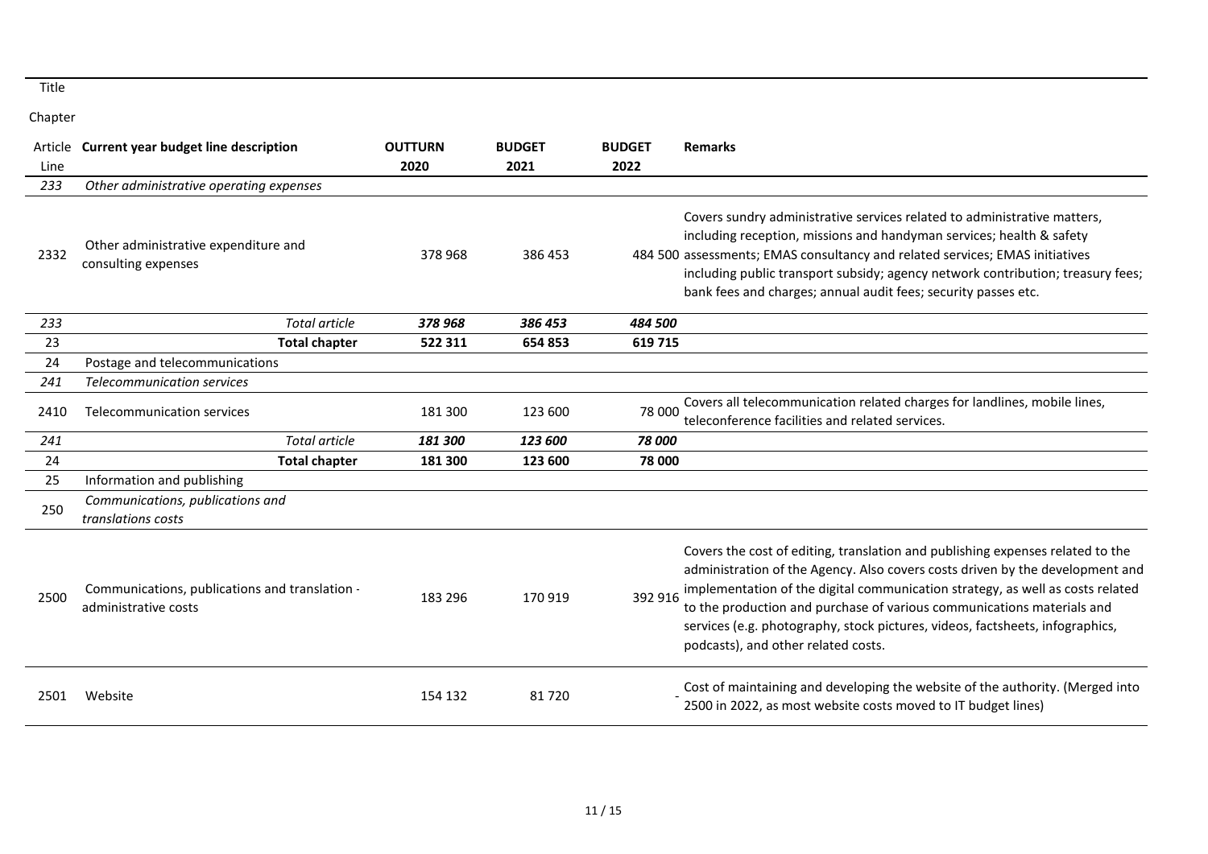Title

Chapter

| Article Line | Current year budget line description | OUTTURN 2020 | BUDGET 2021 | BUDGET 2022 | Remarks |
|---|---|---|---|---|---|
| *233* | *Other administrative operating expenses* | | | | |
| 2332 | Other administrative expenditure and consulting expenses | 378 968 | 386 453 | 484 500 | Covers sundry administrative services related to administrative matters, including reception, missions and handyman services; health & safety assessments; EMAS consultancy and related services; EMAS initiatives including public transport subsidy; agency network contribution; treasury fees; bank fees and charges; annual audit fees; security passes etc. |
| *233* | *Total article* | ***378 968*** | ***386 453*** | ***484 500*** | |
| 23 | **Total chapter** | **522 311** | **654 853** | **619 715** | |
| 24 | Postage and telecommunications | | | | |
| *241* | *Telecommunication services* | | | | |
| 2410 | Telecommunication services | 181 300 | 123 600 | 78 000 | Covers all telecommunication related charges for landlines, mobile lines, teleconference facilities and related services. |
| *241* | *Total article* | ***181 300*** | ***123 600*** | ***78 000*** | |
| 24 | **Total chapter** | **181 300** | **123 600** | **78 000** | |
| 25 | Information and publishing | | | | |
| 250 | *Communications, publications and translations costs* | | | | |
| 2500 | Communications, publications and translation - administrative costs | 183 296 | 170 919 | 392 916 | Covers the cost of editing, translation and publishing expenses related to the administration of the Agency. Also covers costs driven by the development and implementation of the digital communication strategy, as well as costs related to the production and purchase of various communications materials and services (e.g. photography, stock pictures, videos, factsheets, infographics, podcasts), and other related costs. |
| 2501 | Website | 154 132 | 81 720 | - | Cost of maintaining and developing the website of the authority. (Merged into 2500 in 2022, as most website costs moved to IT budget lines) |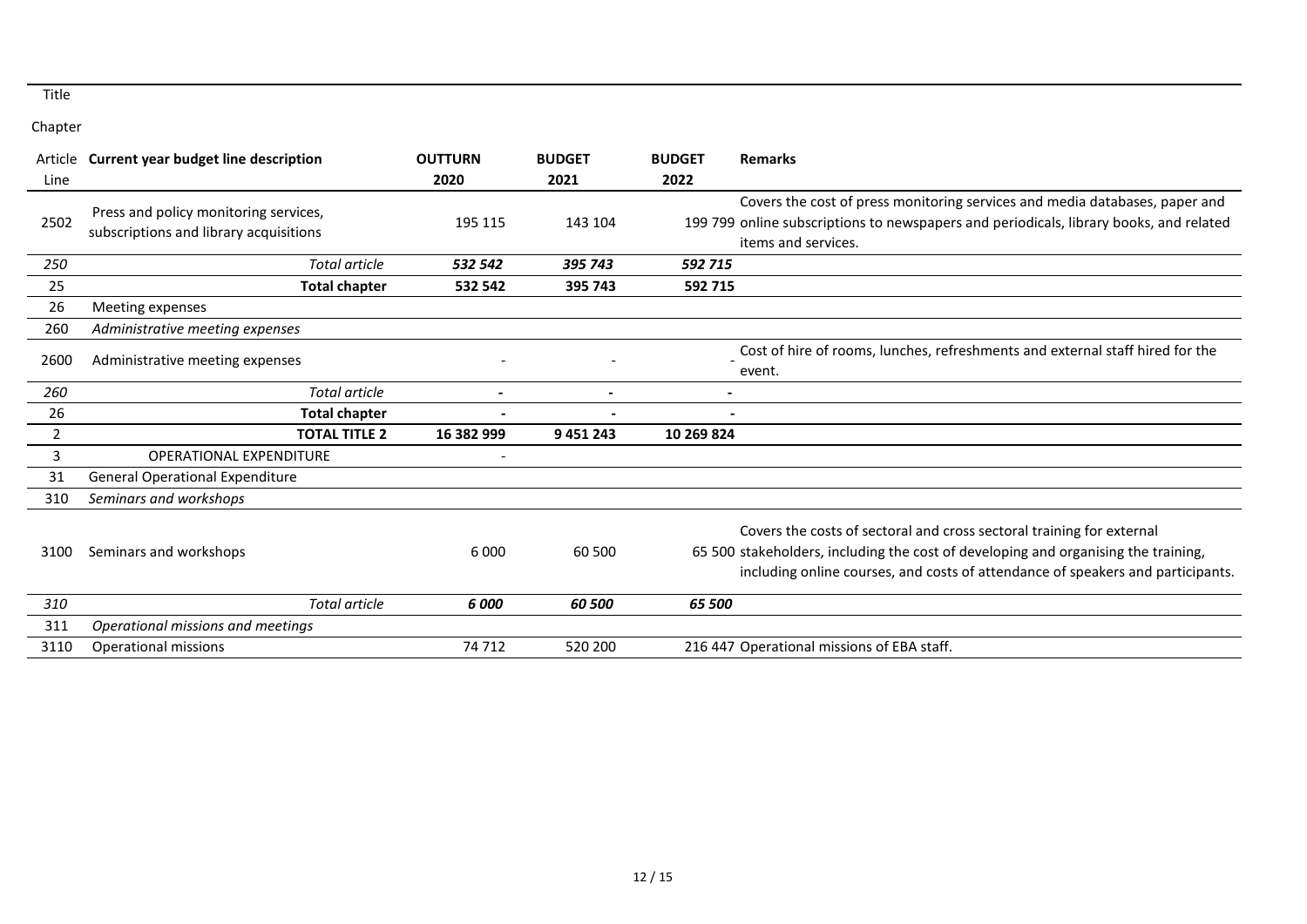Title

Chapter

| Article<br>Line | Current year budget line description | OUTTURN<br>2020 | BUDGET<br>2021 | BUDGET<br>2022 | Remarks |
|---|---|---|---|---|---|
| 2502 | Press and policy monitoring services, subscriptions and library acquisitions | 195 115 | 143 104 | 199 799 | Covers the cost of press monitoring services and media databases, paper and online subscriptions to newspapers and periodicals, library books, and related items and services. |
| *250* | *Total article* | ***532 542*** | ***395 743*** | ***592 715*** | |
| 25 | **Total chapter** | **532 542** | **395 743** | **592 715** | |
| 26 | Meeting expenses | | | | |
| 260 | *Administrative meeting expenses* | | | | |
| 2600 | Administrative meeting expenses | - | - | - | Cost of hire of rooms, lunches, refreshments and external staff hired for the event. |
| *260* | *Total article* | - | - | - | |
| 26 | **Total chapter** | - | - | - | |
| 2 | **TOTAL TITLE 2** | **16 382 999** | **9 451 243** | **10 269 824** | |
| 3 | OPERATIONAL EXPENDITURE | - | | | |
| 31 | General Operational Expenditure | | | | |
| 310 | *Seminars and workshops* | | | | |
| 3100 | Seminars and workshops | 6 000 | 60 500 | 65 500 | Covers the costs of sectoral and cross sectoral training for external stakeholders, including the cost of developing and organising the training, including online courses, and costs of attendance of speakers and participants. |
| *310* | *Total article* | ***6 000*** | ***60 500*** | ***65 500*** | |
| 311 | *Operational missions and meetings* | | | | |
| 3110 | Operational missions | 74 712 | 520 200 | 216 447 | Operational missions of EBA staff. |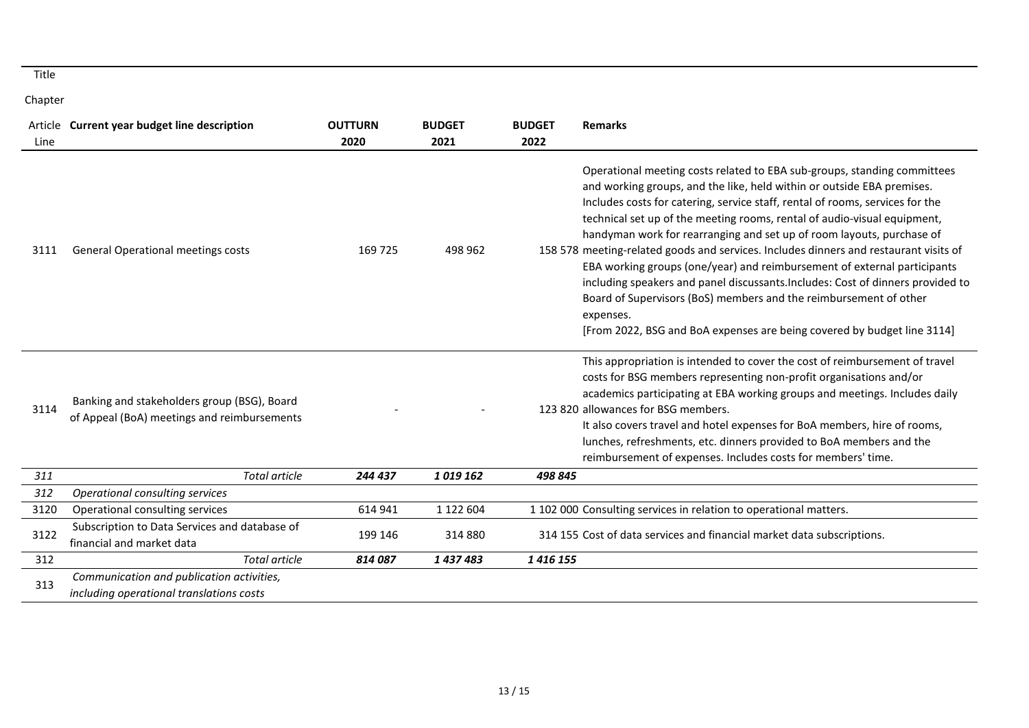Title

Chapter

| Article Line | Current year budget line description | OUTTURN 2020 | BUDGET 2021 | BUDGET 2022 | Remarks |
|---|---|---|---|---|---|
| 3111 | General Operational meetings costs | 169 725 | 498 962 | 158 578 | Operational meeting costs related to EBA sub-groups, standing committees and working groups, and the like, held within or outside EBA premises. Includes costs for catering, service staff, rental of rooms, services for the technical set up of the meeting rooms, rental of audio-visual equipment, handyman work for rearranging and set up of room layouts, purchase of meeting-related goods and services. Includes dinners and restaurant visits of EBA working groups (one/year) and reimbursement of external participants including speakers and panel discussants.Includes: Cost of dinners provided to Board of Supervisors (BoS) members and the reimbursement of other expenses. [From 2022, BSG and BoA expenses are being covered by budget line 3114] |
| 3114 | Banking and stakeholders group (BSG), Board of Appeal (BoA) meetings and reimbursements | - | - | 123 820 | This appropriation is intended to cover the cost of reimbursement of travel costs for BSG members representing non-profit organisations and/or academics participating at EBA working groups and meetings. Includes daily allowances for BSG members. It also covers travel and hotel expenses for BoA members, hire of rooms, lunches, refreshments, etc. dinners provided to BoA members and the reimbursement of expenses. Includes costs for members' time. |
| *311* | *Total article* | ***244 437*** | ***1 019 162*** | ***498 845*** | |
| *312* | *Operational consulting services* | | | | |
| 3120 | Operational consulting services | 614 941 | 1 122 604 | 1 102 000 | Consulting services in relation to operational matters. |
| 3122 | Subscription to Data Services and database of financial and market data | 199 146 | 314 880 | 314 155 | Cost of data services and financial market data subscriptions. |
| 312 | *Total article* | ***814 087*** | ***1 437 483*** | ***1 416 155*** | |
| 313 | *Communication and publication activities, including operational translations costs* | | | | |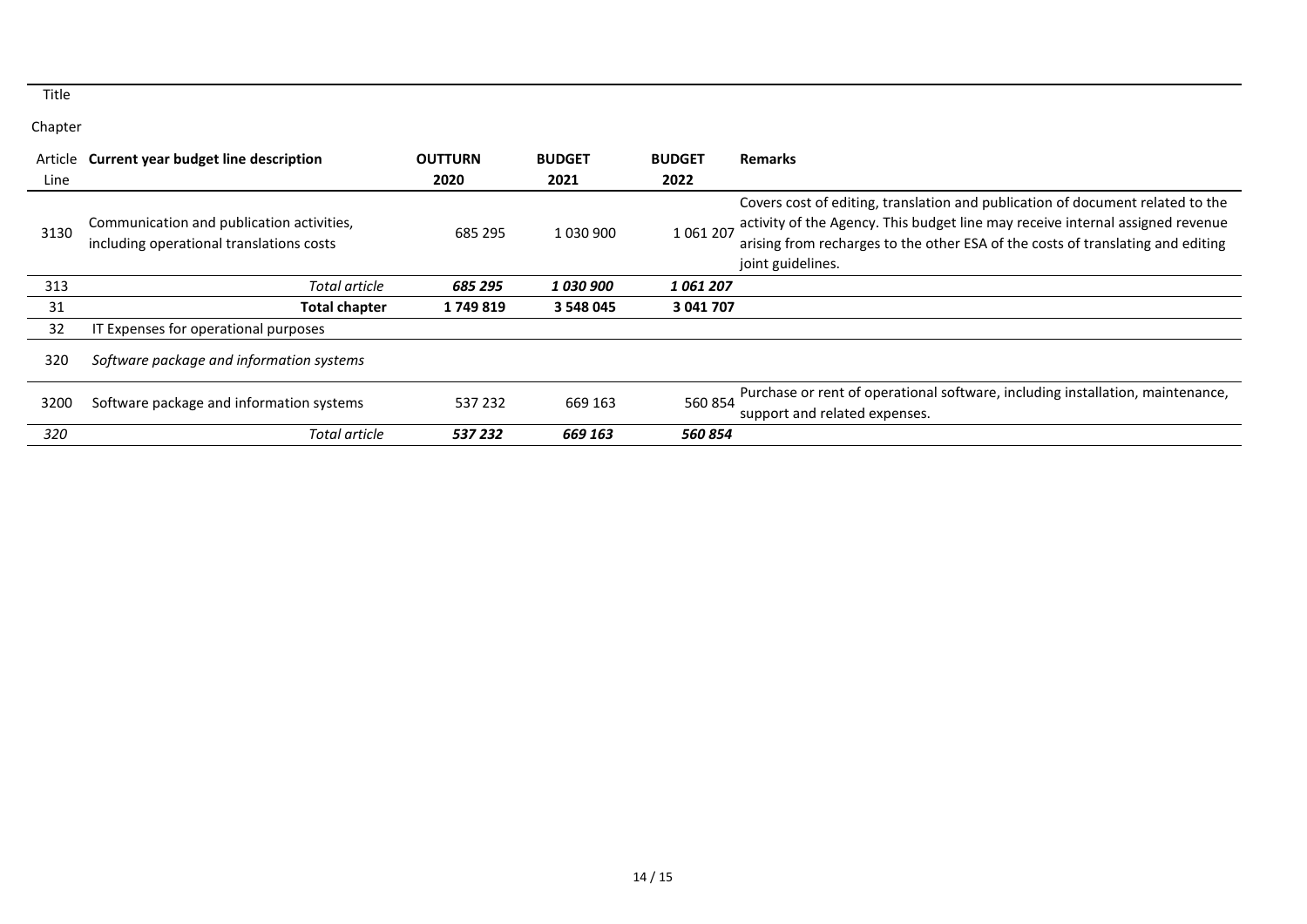Title

Chapter

| Article Line | Current year budget line description | OUTTURN 2020 | BUDGET 2021 | BUDGET 2022 | Remarks |
|---|---|---|---|---|---|
| 3130 | Communication and publication activities, including operational translations costs | 685 295 | 1 030 900 | 1 061 207 | Covers cost of editing, translation and publication of document related to the activity of the Agency. This budget line may receive internal assigned revenue arising from recharges to the other ESA of the costs of translating and editing joint guidelines. |
| 313 | *Total article* | ***685 295*** | ***1 030 900*** | ***1 061 207*** | |
| 31 | **Total chapter** | **1 749 819** | **3 548 045** | **3 041 707** | |
| 32 | IT Expenses for operational purposes | | | | |
| 320 | *Software package and information systems* | | | | |
| 3200 | Software package and information systems | 537 232 | 669 163 | 560 854 | Purchase or rent of operational software, including installation, maintenance, support and related expenses. |
| *320* | *Total article* | ***537 232*** | ***669 163*** | ***560 854*** | |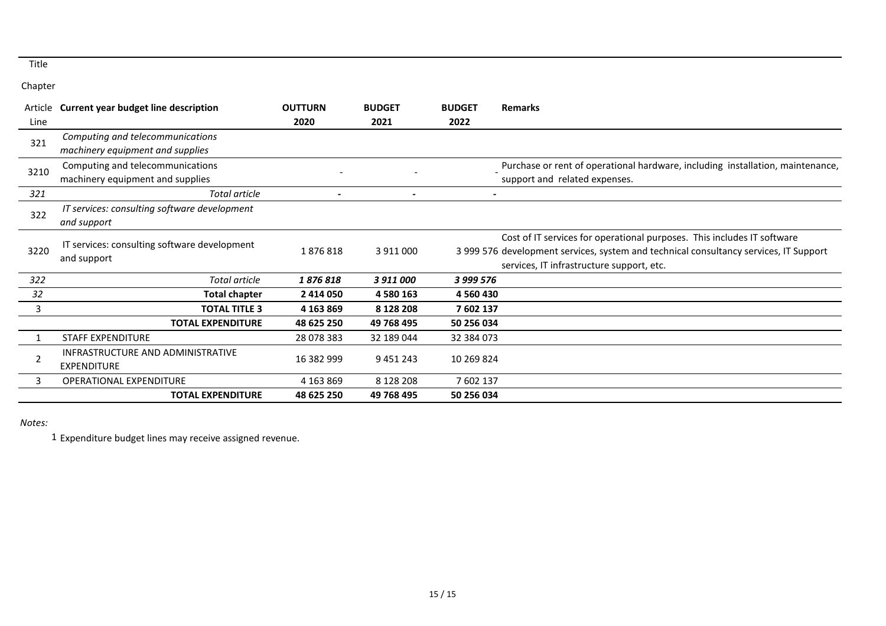Title

Chapter

| Article Line | Current year budget line description | OUTTURN 2020 | BUDGET 2021 | BUDGET 2022 | Remarks |
|---|---|---|---|---|---|
| 321 | *Computing and telecommunications machinery equipment and supplies* | | | | |
| 3210 | Computing and telecommunications machinery equipment and supplies | - | - | - | Purchase or rent of operational hardware, including installation, maintenance, support and related expenses. |
| *321* | *Total article* | - | - | - | |
| 322 | *IT services: consulting software development and support* | | | | |
| 3220 | IT services: consulting software development and support | 1 876 818 | 3 911 000 | 3 999 576 | Cost of IT services for operational purposes. This includes IT software development services, system and technical consultancy services, IT Support services, IT infrastructure support, etc. |
| *322* | *Total article* | ***1 876 818*** | ***3 911 000*** | ***3 999 576*** | |
| *32* | **Total chapter** | **2 414 050** | **4 580 163** | **4 560 430** | |
| 3 | **TOTAL TITLE 3** | **4 163 869** | **8 128 208** | **7 602 137** | |
| | **TOTAL EXPENDITURE** | **48 625 250** | **49 768 495** | **50 256 034** | |
| 1 | STAFF EXPENDITURE | 28 078 383 | 32 189 044 | 32 384 073 | |
| 2 | INFRASTRUCTURE AND ADMINISTRATIVE EXPENDITURE | 16 382 999 | 9 451 243 | 10 269 824 | |
| 3 | OPERATIONAL EXPENDITURE | 4 163 869 | 8 128 208 | 7 602 137 | |
| | **TOTAL EXPENDITURE** | **48 625 250** | **49 768 495** | **50 256 034** | |

*Notes:*

1 Expenditure budget lines may receive assigned revenue.